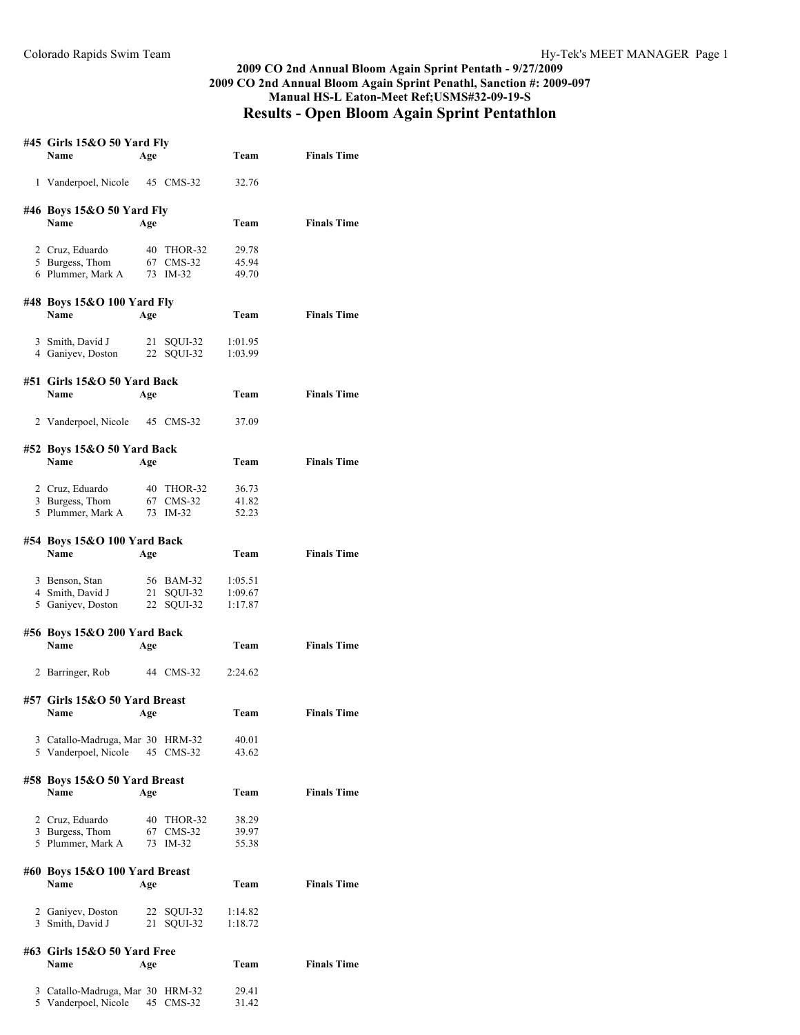**2009 CO 2nd Annual Bloom Again Sprint Pentath - 9/27/2009**
**2009 CO 2nd Annual Bloom Again Sprint Penathl, Sanction #: 2009-097**
**Manual HS-L Eaton-Meet Ref;USMS#32-09-19-S**

# Results - Open Bloom Again Sprint Pentathlon

### #45 Girls 15&O 50 Yard Fly

| | Name | Age | Team | Finals Time |
|---|---|---|---|---|
| 1 | Vanderpoel, Nicole | 45 | CMS-32 | 32.76 |

### #46 Boys 15&O 50 Yard Fly

| | Name | Age | Team | Finals Time |
|---|---|---|---|---|
| 2 | Cruz, Eduardo | 40 | THOR-32 | 29.78 |
| 5 | Burgess, Thom | 67 | CMS-32 | 45.94 |
| 6 | Plummer, Mark A | 73 | IM-32 | 49.70 |

### #48 Boys 15&O 100 Yard Fly

| | Name | Age | Team | Finals Time |
|---|---|---|---|---|
| 3 | Smith, David J | 21 | SQUI-32 | 1:01.95 |
| 4 | Ganiyev, Doston | 22 | SQUI-32 | 1:03.99 |

### #51 Girls 15&O 50 Yard Back

| | Name | Age | Team | Finals Time |
|---|---|---|---|---|
| 2 | Vanderpoel, Nicole | 45 | CMS-32 | 37.09 |

### #52 Boys 15&O 50 Yard Back

| | Name | Age | Team | Finals Time |
|---|---|---|---|---|
| 2 | Cruz, Eduardo | 40 | THOR-32 | 36.73 |
| 3 | Burgess, Thom | 67 | CMS-32 | 41.82 |
| 5 | Plummer, Mark A | 73 | IM-32 | 52.23 |

### #54 Boys 15&O 100 Yard Back

| | Name | Age | Team | Finals Time |
|---|---|---|---|---|
| 3 | Benson, Stan | 56 | BAM-32 | 1:05.51 |
| 4 | Smith, David J | 21 | SQUI-32 | 1:09.67 |
| 5 | Ganiyev, Doston | 22 | SQUI-32 | 1:17.87 |

### #56 Boys 15&O 200 Yard Back

| | Name | Age | Team | Finals Time |
|---|---|---|---|---|
| 2 | Barringer, Rob | 44 | CMS-32 | 2:24.62 |

### #57 Girls 15&O 50 Yard Breast

| | Name | Age | Team | Finals Time |
|---|---|---|---|---|
| 3 | Catallo-Madruga, Mar | 30 | HRM-32 | 40.01 |
| 5 | Vanderpoel, Nicole | 45 | CMS-32 | 43.62 |

### #58 Boys 15&O 50 Yard Breast

| | Name | Age | Team | Finals Time |
|---|---|---|---|---|
| 2 | Cruz, Eduardo | 40 | THOR-32 | 38.29 |
| 3 | Burgess, Thom | 67 | CMS-32 | 39.97 |
| 5 | Plummer, Mark A | 73 | IM-32 | 55.38 |

### #60 Boys 15&O 100 Yard Breast

| | Name | Age | Team | Finals Time |
|---|---|---|---|---|
| 2 | Ganiyev, Doston | 22 | SQUI-32 | 1:14.82 |
| 3 | Smith, David J | 21 | SQUI-32 | 1:18.72 |

### #63 Girls 15&O 50 Yard Free

| | Name | Age | Team | Finals Time |
|---|---|---|---|---|
| 3 | Catallo-Madruga, Mar | 30 | HRM-32 | 29.41 |
| 5 | Vanderpoel, Nicole | 45 | CMS-32 | 31.42 |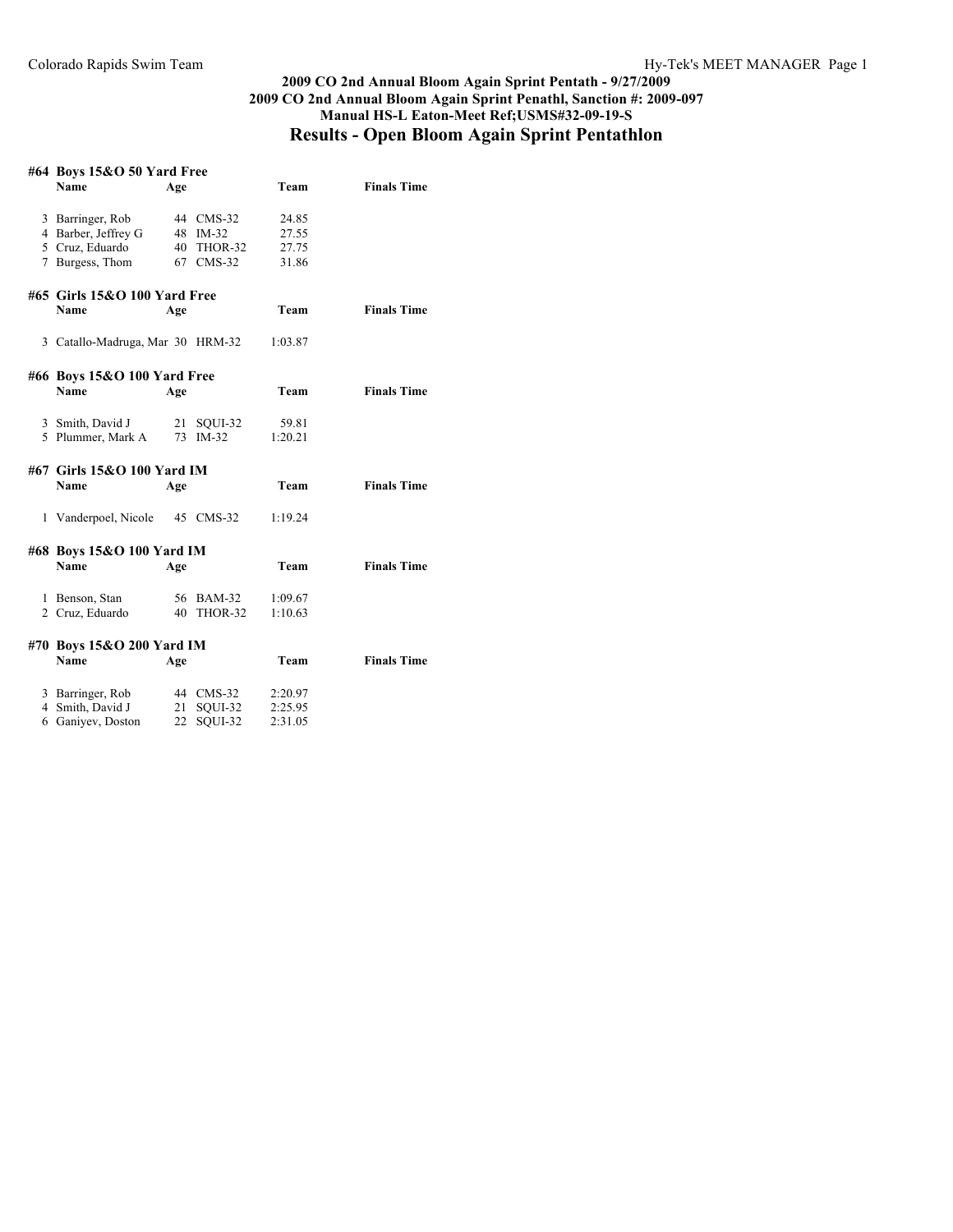**2009 CO 2nd Annual Bloom Again Sprint Pentath - 9/27/2009**
**2009 CO 2nd Annual Bloom Again Sprint Penathl, Sanction #: 2009-097**
**Manual HS-L Eaton-Meet Ref;USMS#32-09-19-S**

# Results - Open Bloom Again Sprint Pentathlon

### #64 Boys 15&O 50 Yard Free

| | Name | Age | Team | Finals Time |
|---|---|---|---|---|
| 3 | Barringer, Rob | 44 | CMS-32 | 24.85 |
| 4 | Barber, Jeffrey G | 48 | IM-32 | 27.55 |
| 5 | Cruz, Eduardo | 40 | THOR-32 | 27.75 |
| 7 | Burgess, Thom | 67 | CMS-32 | 31.86 |

### #65 Girls 15&O 100 Yard Free

| | Name | Age | Team | Finals Time |
|---|---|---|---|---|
| 3 | Catallo-Madruga, Mar | 30 | HRM-32 | 1:03.87 |

### #66 Boys 15&O 100 Yard Free

| | Name | Age | Team | Finals Time |
|---|---|---|---|---|
| 3 | Smith, David J | 21 | SQUI-32 | 59.81 |
| 5 | Plummer, Mark A | 73 | IM-32 | 1:20.21 |

### #67 Girls 15&O 100 Yard IM

| | Name | Age | Team | Finals Time |
|---|---|---|---|---|
| 1 | Vanderpoel, Nicole | 45 | CMS-32 | 1:19.24 |

### #68 Boys 15&O 100 Yard IM

| | Name | Age | Team | Finals Time |
|---|---|---|---|---|
| 1 | Benson, Stan | 56 | BAM-32 | 1:09.67 |
| 2 | Cruz, Eduardo | 40 | THOR-32 | 1:10.63 |

### #70 Boys 15&O 200 Yard IM

| | Name | Age | Team | Finals Time |
|---|---|---|---|---|
| 3 | Barringer, Rob | 44 | CMS-32 | 2:20.97 |
| 4 | Smith, David J | 21 | SQUI-32 | 2:25.95 |
| 6 | Ganiyev, Doston | 22 | SQUI-32 | 2:31.05 |